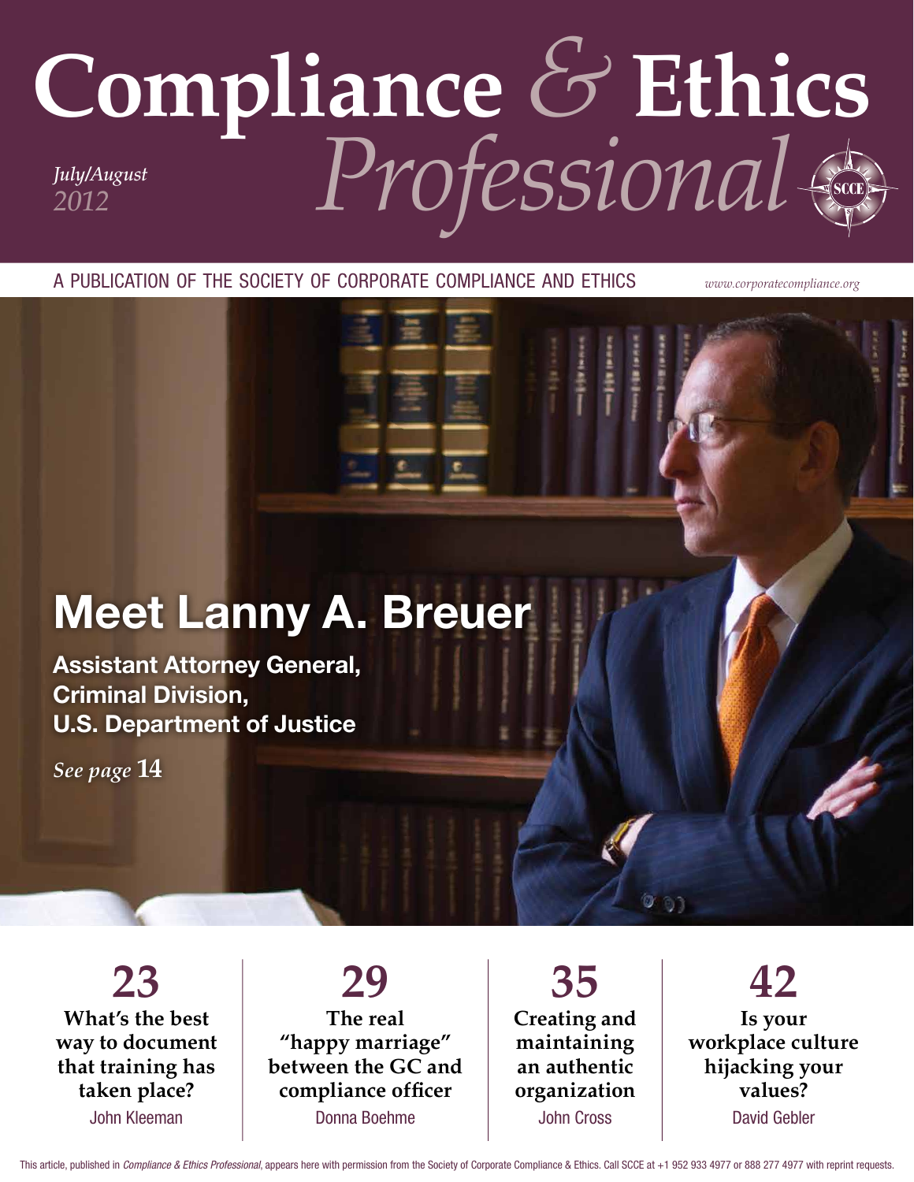# Compliance & Ethics Professional

*July/August 2012*

A PUBLICATION OF THE SOCIETY OF CORPORATE COMPLIANCE AND ETHICS

*www.corporatecompliance.org*

## Meet Lanny A. Breuer

**Assistant Attorney General, Criminal Division, U.S. Department of Justice**

*See page* **14**

**23**
**What's the best way to document that training has taken place?**
John Kleeman

**29**
**The real "happy marriage" between the GC and compliance officer**
Donna Boehme

**35**
**Creating and maintaining an authentic organization**
John Cross

**42**
**Is your workplace culture hijacking your values?**
David Gebler

This article, published in *Compliance & Ethics Professional*, appears here with permission from the Society of Corporate Compliance & Ethics. Call SCCE at +1 952 933 4977 or 888 277 4977 with reprint requests.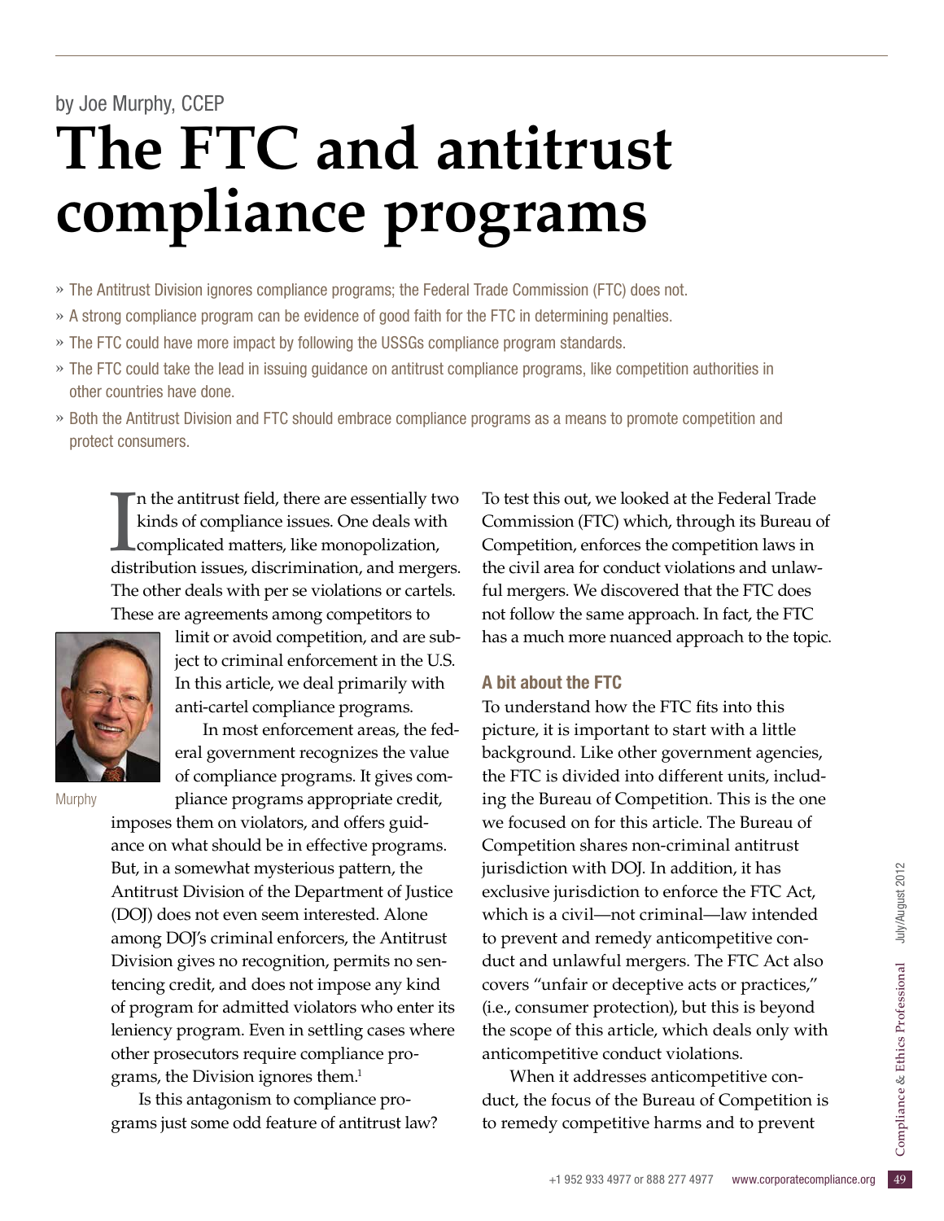by Joe Murphy, CCEP

# The FTC and antitrust compliance programs

- » The Antitrust Division ignores compliance programs; the Federal Trade Commission (FTC) does not.
- » A strong compliance program can be evidence of good faith for the FTC in determining penalties.
- » The FTC could have more impact by following the USSGs compliance program standards.
- » The FTC could take the lead in issuing guidance on antitrust compliance programs, like competition authorities in other countries have done.
- » Both the Antitrust Division and FTC should embrace compliance programs as a means to promote competition and protect consumers.

In the antitrust field, there are essentially two kinds of compliance issues. One deals with complicated matters, like monopolization, distribution issues, discrimination, and mergers. The other deals with per se violations or cartels. These are agreements among competitors to limit or avoid competition, and are subject to criminal enforcement in the U.S. In this article, we deal primarily with anti-cartel compliance programs.

Murphy

In most enforcement areas, the federal government recognizes the value of compliance programs. It gives compliance programs appropriate credit, imposes them on violators, and offers guidance on what should be in effective programs. But, in a somewhat mysterious pattern, the Antitrust Division of the Department of Justice (DOJ) does not even seem interested. Alone among DOJ's criminal enforcers, the Antitrust Division gives no recognition, permits no sentencing credit, and does not impose any kind of program for admitted violators who enter its leniency program. Even in settling cases where other prosecutors require compliance programs, the Division ignores them.[1]

Is this antagonism to compliance programs just some odd feature of antitrust law? To test this out, we looked at the Federal Trade Commission (FTC) which, through its Bureau of Competition, enforces the competition laws in the civil area for conduct violations and unlawful mergers. We discovered that the FTC does not follow the same approach. In fact, the FTC has a much more nuanced approach to the topic.

### A bit about the FTC

To understand how the FTC fits into this picture, it is important to start with a little background. Like other government agencies, the FTC is divided into different units, including the Bureau of Competition. This is the one we focused on for this article. The Bureau of Competition shares non-criminal antitrust jurisdiction with DOJ. In addition, it has exclusive jurisdiction to enforce the FTC Act, which is a civil—not criminal—law intended to prevent and remedy anticompetitive conduct and unlawful mergers. The FTC Act also covers "unfair or deceptive acts or practices," (i.e., consumer protection), but this is beyond the scope of this article, which deals only with anticompetitive conduct violations.

When it addresses anticompetitive conduct, the focus of the Bureau of Competition is to remedy competitive harms and to prevent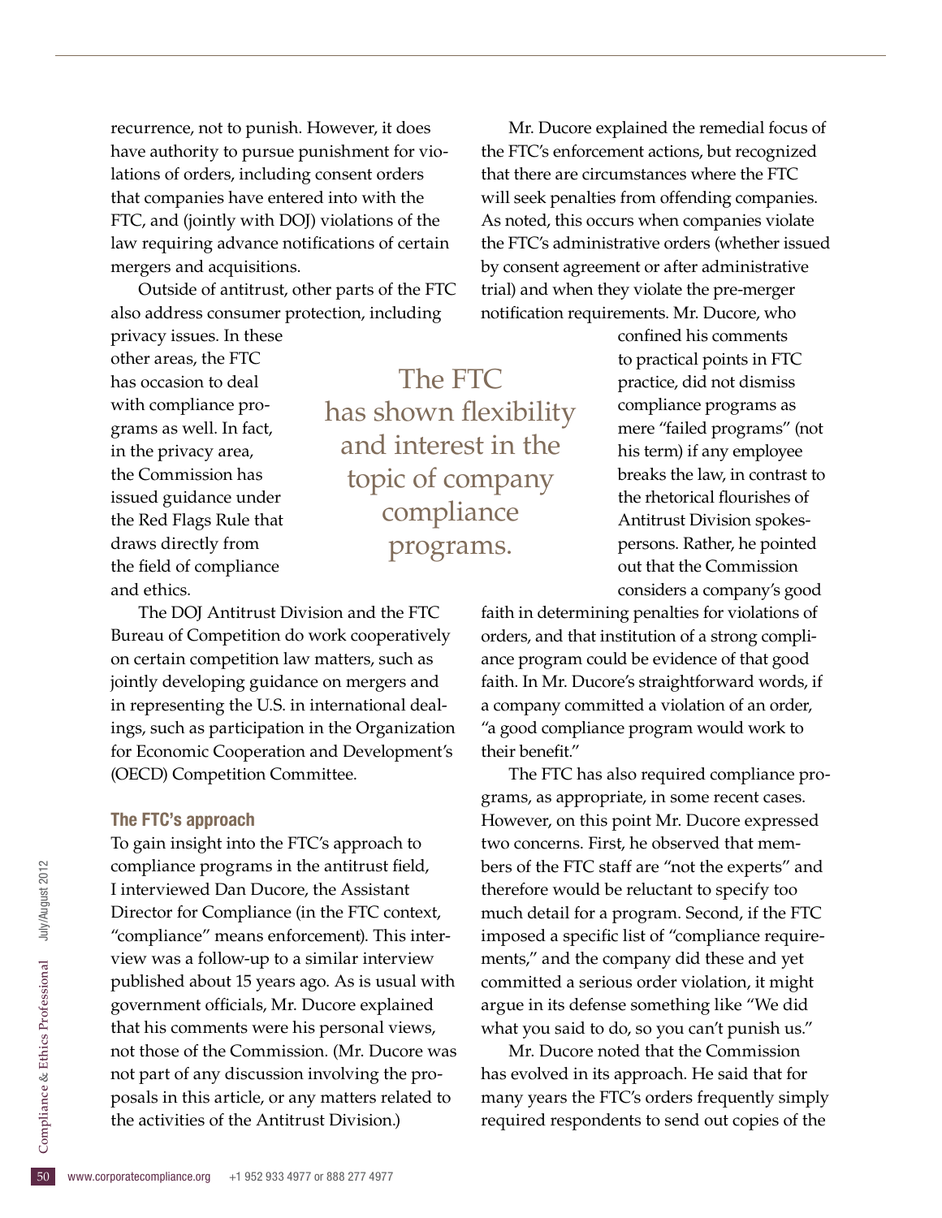recurrence, not to punish. However, it does have authority to pursue punishment for violations of orders, including consent orders that companies have entered into with the FTC, and (jointly with DOJ) violations of the law requiring advance notifications of certain mergers and acquisitions.

Outside of antitrust, other parts of the FTC also address consumer protection, including privacy issues. In these other areas, the FTC has occasion to deal with compliance programs as well. In fact, in the privacy area, the Commission has issued guidance under the Red Flags Rule that draws directly from the field of compliance and ethics.

> The FTC has shown flexibility and interest in the topic of company compliance programs.

The DOJ Antitrust Division and the FTC Bureau of Competition do work cooperatively on certain competition law matters, such as jointly developing guidance on mergers and in representing the U.S. in international dealings, such as participation in the Organization for Economic Cooperation and Development's (OECD) Competition Committee.

### The FTC's approach

To gain insight into the FTC's approach to compliance programs in the antitrust field, I interviewed Dan Ducore, the Assistant Director for Compliance (in the FTC context, "compliance" means enforcement). This interview was a follow-up to a similar interview published about 15 years ago. As is usual with government officials, Mr. Ducore explained that his comments were his personal views, not those of the Commission. (Mr. Ducore was not part of any discussion involving the proposals in this article, or any matters related to the activities of the Antitrust Division.)

Mr. Ducore explained the remedial focus of the FTC's enforcement actions, but recognized that there are circumstances where the FTC will seek penalties from offending companies. As noted, this occurs when companies violate the FTC's administrative orders (whether issued by consent agreement or after administrative trial) and when they violate the pre-merger notification requirements. Mr. Ducore, who confined his comments to practical points in FTC practice, did not dismiss compliance programs as mere "failed programs" (not his term) if any employee breaks the law, in contrast to the rhetorical flourishes of Antitrust Division spokespersons. Rather, he pointed out that the Commission considers a company's good faith in determining penalties for violations of orders, and that institution of a strong compliance program could be evidence of that good faith. In Mr. Ducore's straightforward words, if a company committed a violation of an order, "a good compliance program would work to their benefit."

The FTC has also required compliance programs, as appropriate, in some recent cases. However, on this point Mr. Ducore expressed two concerns. First, he observed that members of the FTC staff are "not the experts" and therefore would be reluctant to specify too much detail for a program. Second, if the FTC imposed a specific list of "compliance requirements," and the company did these and yet committed a serious order violation, it might argue in its defense something like "We did what you said to do, so you can't punish us."

Mr. Ducore noted that the Commission has evolved in its approach. He said that for many years the FTC's orders frequently simply required respondents to send out copies of the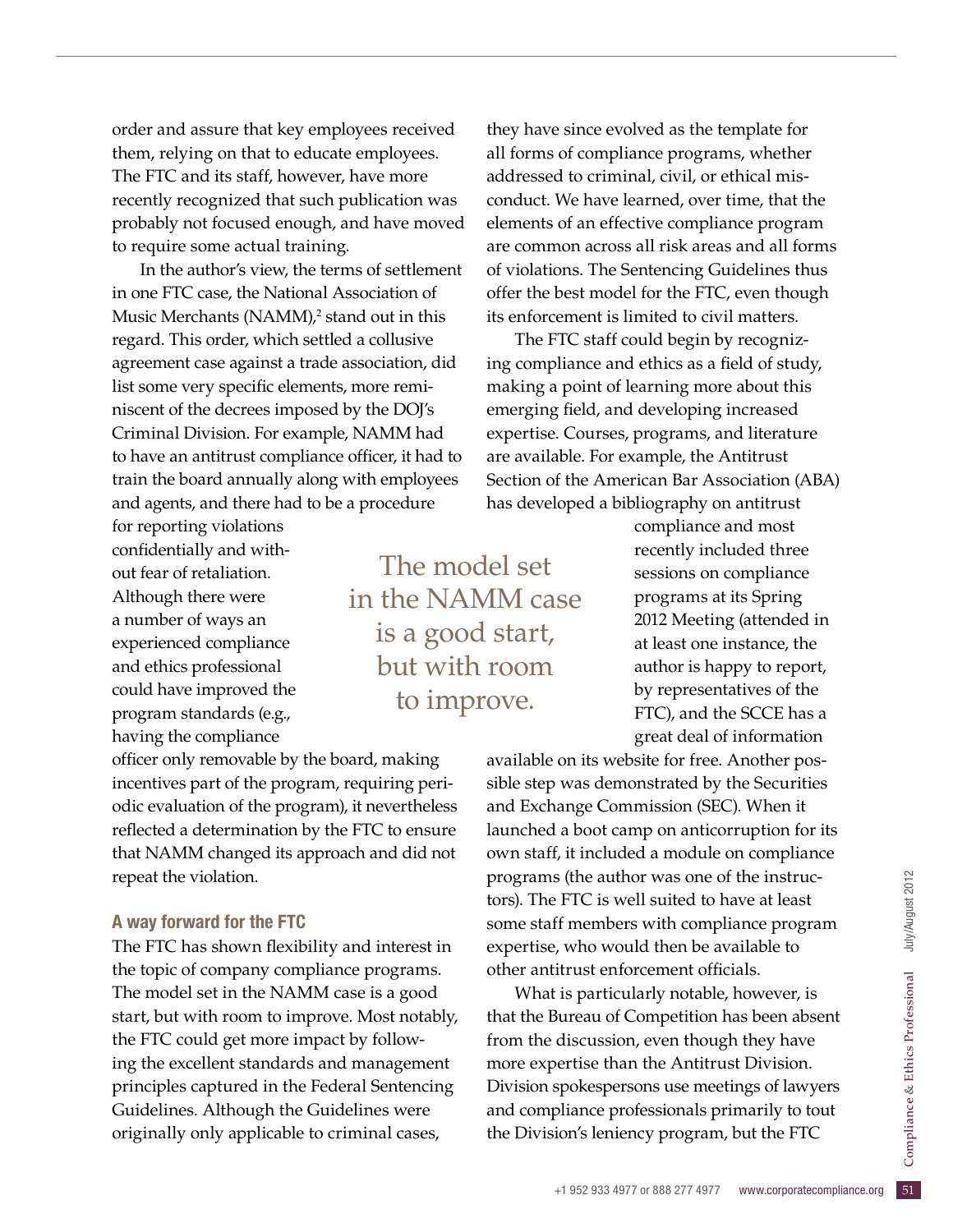order and assure that key employees received them, relying on that to educate employees. The FTC and its staff, however, have more recently recognized that such publication was probably not focused enough, and have moved to require some actual training.

In the author's view, the terms of settlement in one FTC case, the National Association of Music Merchants (NAMM),[2] stand out in this regard. This order, which settled a collusive agreement case against a trade association, did list some very specific elements, more reminiscent of the decrees imposed by the DOJ's Criminal Division. For example, NAMM had to have an antitrust compliance officer, it had to train the board annually along with employees and agents, and there had to be a procedure for reporting violations confidentially and without fear of retaliation. Although there were a number of ways an experienced compliance and ethics professional could have improved the program standards (e.g., having the compliance officer only removable by the board, making incentives part of the program, requiring periodic evaluation of the program), it nevertheless reflected a determination by the FTC to ensure that NAMM changed its approach and did not repeat the violation.

> The model set in the NAMM case is a good start, but with room to improve.

### A way forward for the FTC

The FTC has shown flexibility and interest in the topic of company compliance programs. The model set in the NAMM case is a good start, but with room to improve. Most notably, the FTC could get more impact by following the excellent standards and management principles captured in the Federal Sentencing Guidelines. Although the Guidelines were originally only applicable to criminal cases, they have since evolved as the template for all forms of compliance programs, whether addressed to criminal, civil, or ethical misconduct. We have learned, over time, that the elements of an effective compliance program are common across all risk areas and all forms of violations. The Sentencing Guidelines thus offer the best model for the FTC, even though its enforcement is limited to civil matters.

The FTC staff could begin by recognizing compliance and ethics as a field of study, making a point of learning more about this emerging field, and developing increased expertise. Courses, programs, and literature are available. For example, the Antitrust Section of the American Bar Association (ABA) has developed a bibliography on antitrust compliance and most recently included three sessions on compliance programs at its Spring 2012 Meeting (attended in at least one instance, the author is happy to report, by representatives of the FTC), and the SCCE has a great deal of information available on its website for free. Another possible step was demonstrated by the Securities and Exchange Commission (SEC). When it launched a boot camp on anticorruption for its own staff, it included a module on compliance programs (the author was one of the instructors). The FTC is well suited to have at least some staff members with compliance program expertise, who would then be available to other antitrust enforcement officials.

What is particularly notable, however, is that the Bureau of Competition has been absent from the discussion, even though they have more expertise than the Antitrust Division. Division spokespersons use meetings of lawyers and compliance professionals primarily to tout the Division's leniency program, but the FTC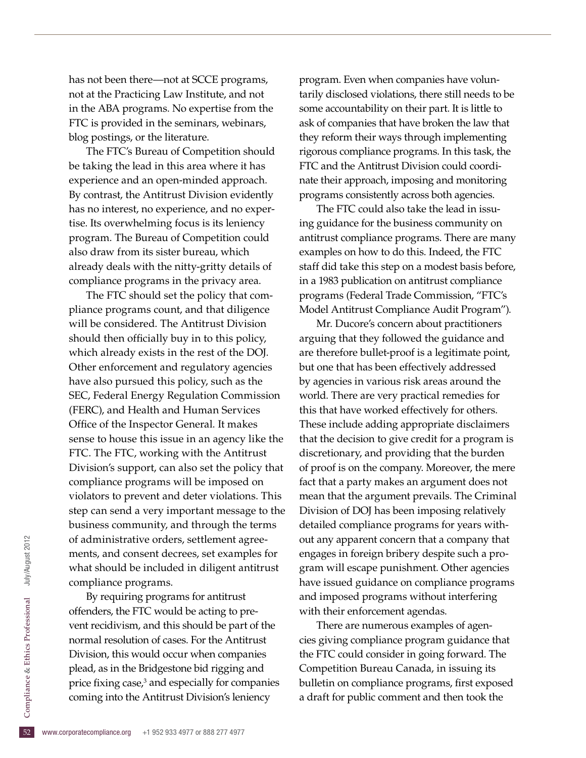has not been there—not at SCCE programs, not at the Practicing Law Institute, and not in the ABA programs. No expertise from the FTC is provided in the seminars, webinars, blog postings, or the literature.

The FTC's Bureau of Competition should be taking the lead in this area where it has experience and an open-minded approach. By contrast, the Antitrust Division evidently has no interest, no experience, and no expertise. Its overwhelming focus is its leniency program. The Bureau of Competition could also draw from its sister bureau, which already deals with the nitty-gritty details of compliance programs in the privacy area.

The FTC should set the policy that compliance programs count, and that diligence will be considered. The Antitrust Division should then officially buy in to this policy, which already exists in the rest of the DOJ. Other enforcement and regulatory agencies have also pursued this policy, such as the SEC, Federal Energy Regulation Commission (FERC), and Health and Human Services Office of the Inspector General. It makes sense to house this issue in an agency like the FTC. The FTC, working with the Antitrust Division's support, can also set the policy that compliance programs will be imposed on violators to prevent and deter violations. This step can send a very important message to the business community, and through the terms of administrative orders, settlement agreements, and consent decrees, set examples for what should be included in diligent antitrust compliance programs.

By requiring programs for antitrust offenders, the FTC would be acting to prevent recidivism, and this should be part of the normal resolution of cases. For the Antitrust Division, this would occur when companies plead, as in the Bridgestone bid rigging and price fixing case,[3] and especially for companies coming into the Antitrust Division's leniency program. Even when companies have voluntarily disclosed violations, there still needs to be some accountability on their part. It is little to ask of companies that have broken the law that they reform their ways through implementing rigorous compliance programs. In this task, the FTC and the Antitrust Division could coordinate their approach, imposing and monitoring programs consistently across both agencies.

The FTC could also take the lead in issuing guidance for the business community on antitrust compliance programs. There are many examples on how to do this. Indeed, the FTC staff did take this step on a modest basis before, in a 1983 publication on antitrust compliance programs (Federal Trade Commission, "FTC's Model Antitrust Compliance Audit Program").

Mr. Ducore's concern about practitioners arguing that they followed the guidance and are therefore bullet-proof is a legitimate point, but one that has been effectively addressed by agencies in various risk areas around the world. There are very practical remedies for this that have worked effectively for others. These include adding appropriate disclaimers that the decision to give credit for a program is discretionary, and providing that the burden of proof is on the company. Moreover, the mere fact that a party makes an argument does not mean that the argument prevails. The Criminal Division of DOJ has been imposing relatively detailed compliance programs for years without any apparent concern that a company that engages in foreign bribery despite such a program will escape punishment. Other agencies have issued guidance on compliance programs and imposed programs without interfering with their enforcement agendas.

There are numerous examples of agencies giving compliance program guidance that the FTC could consider in going forward. The Competition Bureau Canada, in issuing its bulletin on compliance programs, first exposed a draft for public comment and then took the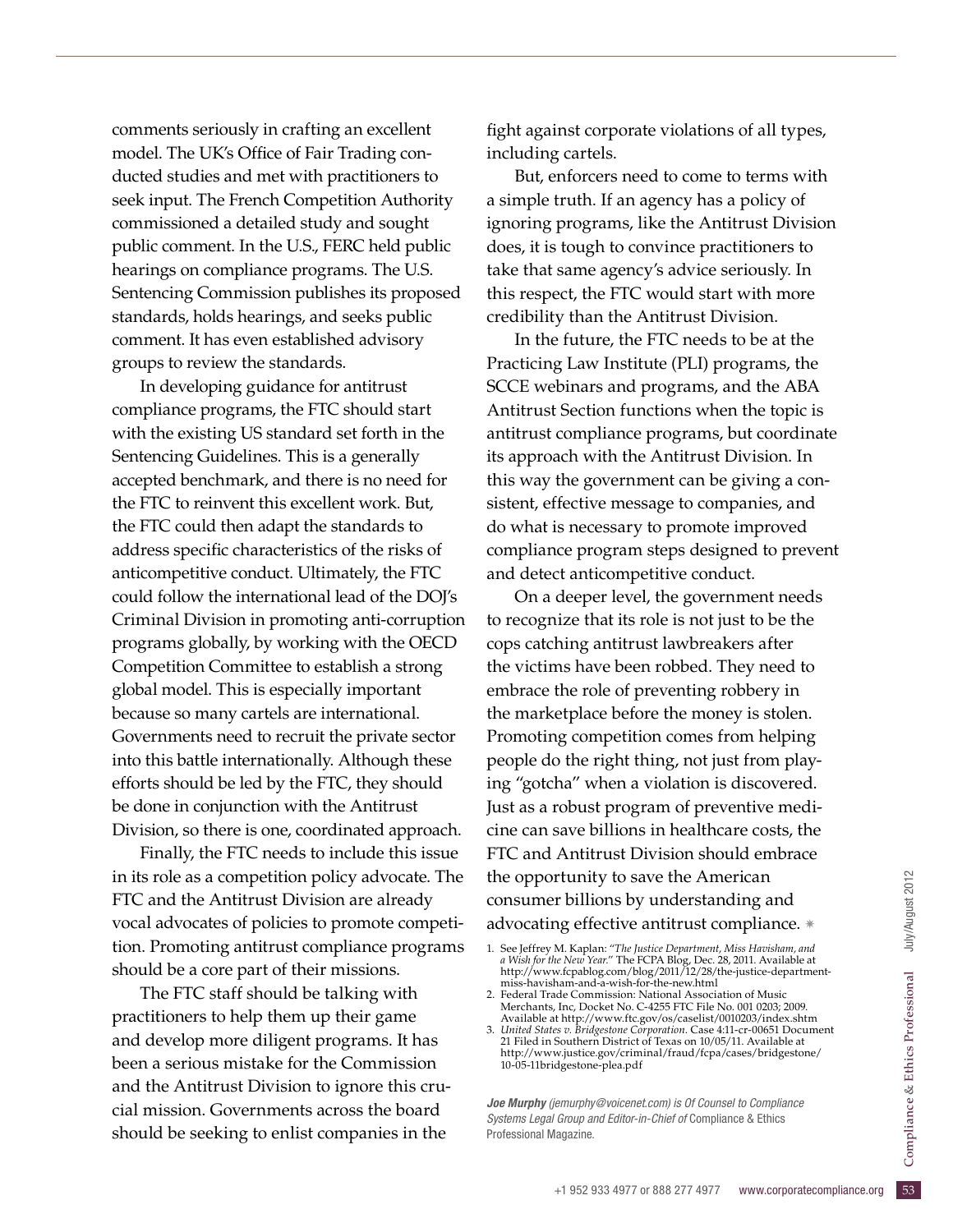comments seriously in crafting an excellent model. The UK's Office of Fair Trading conducted studies and met with practitioners to seek input. The French Competition Authority commissioned a detailed study and sought public comment. In the U.S., FERC held public hearings on compliance programs. The U.S. Sentencing Commission publishes its proposed standards, holds hearings, and seeks public comment. It has even established advisory groups to review the standards.

In developing guidance for antitrust compliance programs, the FTC should start with the existing US standard set forth in the Sentencing Guidelines. This is a generally accepted benchmark, and there is no need for the FTC to reinvent this excellent work. But, the FTC could then adapt the standards to address specific characteristics of the risks of anticompetitive conduct. Ultimately, the FTC could follow the international lead of the DOJ's Criminal Division in promoting anti-corruption programs globally, by working with the OECD Competition Committee to establish a strong global model. This is especially important because so many cartels are international. Governments need to recruit the private sector into this battle internationally. Although these efforts should be led by the FTC, they should be done in conjunction with the Antitrust Division, so there is one, coordinated approach.

Finally, the FTC needs to include this issue in its role as a competition policy advocate. The FTC and the Antitrust Division are already vocal advocates of policies to promote competition. Promoting antitrust compliance programs should be a core part of their missions.

The FTC staff should be talking with practitioners to help them up their game and develop more diligent programs. It has been a serious mistake for the Commission and the Antitrust Division to ignore this crucial mission. Governments across the board should be seeking to enlist companies in the fight against corporate violations of all types, including cartels.

But, enforcers need to come to terms with a simple truth. If an agency has a policy of ignoring programs, like the Antitrust Division does, it is tough to convince practitioners to take that same agency's advice seriously. In this respect, the FTC would start with more credibility than the Antitrust Division.

In the future, the FTC needs to be at the Practicing Law Institute (PLI) programs, the SCCE webinars and programs, and the ABA Antitrust Section functions when the topic is antitrust compliance programs, but coordinate its approach with the Antitrust Division. In this way the government can be giving a consistent, effective message to companies, and do what is necessary to promote improved compliance program steps designed to prevent and detect anticompetitive conduct.

On a deeper level, the government needs to recognize that its role is not just to be the cops catching antitrust lawbreakers after the victims have been robbed. They need to embrace the role of preventing robbery in the marketplace before the money is stolen. Promoting competition comes from helping people do the right thing, not just from playing "gotcha" when a violation is discovered. Just as a robust program of preventive medicine can save billions in healthcare costs, the FTC and Antitrust Division should embrace the opportunity to save the American consumer billions by understanding and advocating effective antitrust compliance. ✳

1. See Jeffrey M. Kaplan: "*The Justice Department, Miss Havisham, and a Wish for the New Year.*" The FCPA Blog, Dec. 28, 2011. Available at http://www.fcpablog.com/blog/2011/12/28/the-justice-department-miss-havisham-and-a-wish-for-the-new.html
2. Federal Trade Commission: National Association of Music Merchants, Inc, Docket No. C-4255 FTC File No. 001 0203; 2009. Available at http://www.ftc.gov/os/caselist/0010203/index.shtm
3. *United States v. Bridgestone Corporation.* Case 4:11-cr-00651 Document 21 Filed in Southern District of Texas on 10/05/11. Available at http://www.justice.gov/criminal/fraud/fcpa/cases/bridgestone/10-05-11bridgestone-plea.pdf

***Joe Murphy*** *(jemurphy@voicenet.com) is Of Counsel to Compliance Systems Legal Group and Editor-in-Chief of* Compliance & Ethics Professional Magazine.